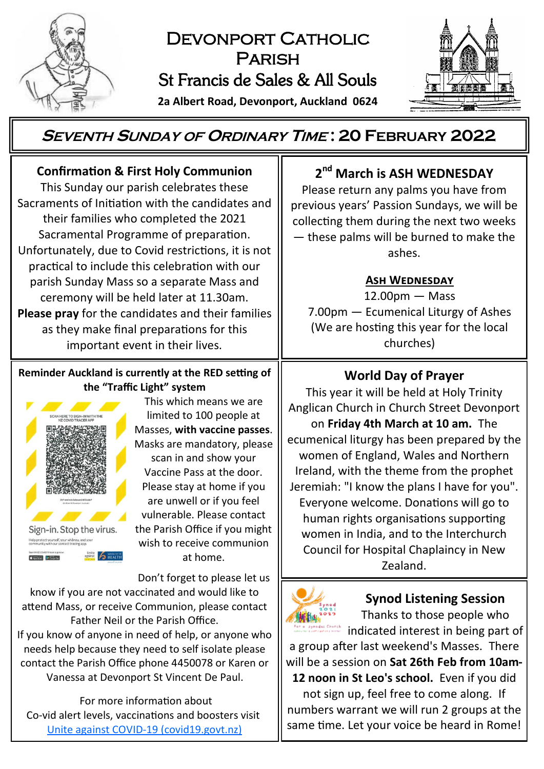# Devonport Catholic Parish

## St Francis de Sales & All Souls

**2a Albert Road, Devonport, Auckland 0624**

## *Seventh Sunday of Ordinary Time*: 20 February 2022

### Confirmation & First Holy Communion

This Sunday our parish celebrates these Sacraments of Initiation with the candidates and their families who completed the 2021 Sacramental Programme of preparation. Unfortunately, due to Covid restrictions, it is not practical to include this celebration with our parish Sunday Mass so a separate Mass and ceremony will be held later at 11.30am. **Please pray** for the candidates and their families as they make final preparations for this important event in their lives.

### Reminder Auckland is currently at the RED setting of the "Traffic Light" system

This which means we are limited to 100 people at Masses, **with vaccine passes**. Masks are mandatory, please scan in and show your Vaccine Pass at the door. Please stay at home if you are unwell or if you feel vulnerable. Please contact the Parish Office if you might wish to receive communion at home.

Don't forget to please let us know if you are not vaccinated and would like to attend Mass, or receive Communion, please contact Father Neil or the Parish Office.

If you know of anyone in need of help, or anyone who needs help because they need to self isolate please contact the Parish Office phone 4450078 or Karen or Vanessa at Devonport St Vincent De Paul.

For more information about Co-vid alert levels, vaccinations and boosters visit [Unite against COVID-19 (covid19.govt.nz)](covid19.govt.nz)

### 2nd March is ASH WEDNESDAY

Please return any palms you have from previous years' Passion Sundays, we will be collecting them during the next two weeks — these palms will be burned to make the ashes.

**Ash Wednesday**

12.00pm — Mass

7.00pm — Ecumenical Liturgy of Ashes

(We are hosting this year for the local churches)

### World Day of Prayer

This year it will be held at Holy Trinity Anglican Church in Church Street Devonport on **Friday 4th March at 10 am.** The ecumenical liturgy has been prepared by the women of England, Wales and Northern Ireland, with the theme from the prophet Jeremiah: "I know the plans I have for you". Everyone welcome. Donations will go to human rights organisations supporting women in India, and to the Interchurch Council for Hospital Chaplaincy in New Zealand.

### Synod Listening Session

Thanks to those people who indicated interest in being part of a group after last weekend's Masses. There will be a session on **Sat 26th Feb from 10am-12 noon in St Leo's school.** Even if you did not sign up, feel free to come along. If numbers warrant we will run 2 groups at the same time. Let your voice be heard in Rome!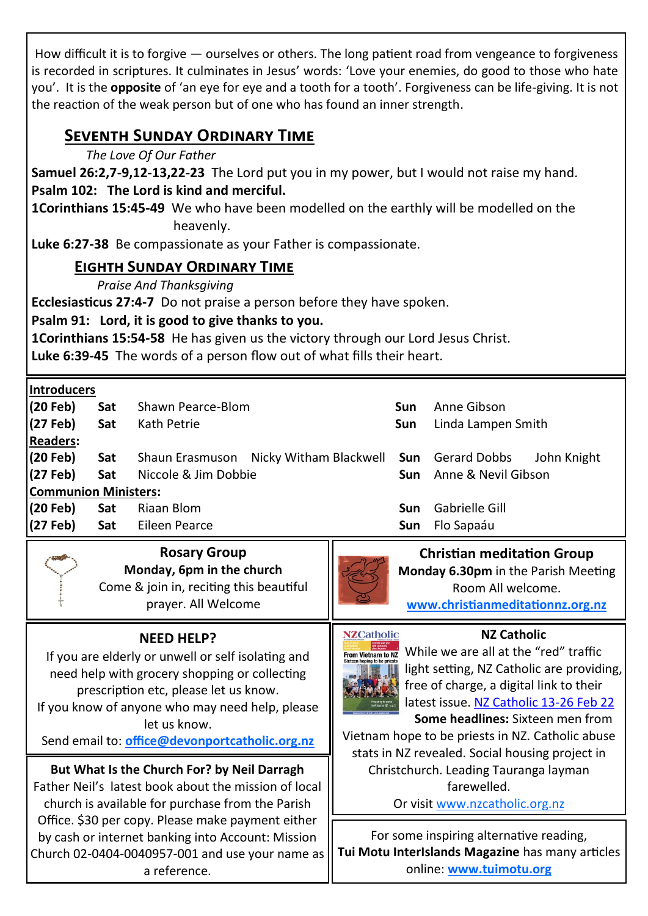How difficult it is to forgive — ourselves or others. The long patient road from vengeance to forgiveness is recorded in scriptures. It culminates in Jesus' words: 'Love your enemies, do good to those who hate you'. It is the **opposite** of 'an eye for eye and a tooth for a tooth'. Forgiveness can be life-giving. It is not the reaction of the weak person but of one who has found an inner strength.

## Seventh Sunday Ordinary Time

*The Love Of Our Father*

**Samuel 26:2,7-9,12-13,22-23** The Lord put you in my power, but I would not raise my hand.
**Psalm 102: The Lord is kind and merciful.**
**1Corinthians 15:45-49** We who have been modelled on the earthly will be modelled on the heavenly.
**Luke 6:27-38** Be compassionate as your Father is compassionate.

## Eighth Sunday Ordinary Time

*Praise And Thanksgiving*

**Ecclesiasticus 27:4-7** Do not praise a person before they have spoken.
**Psalm 91: Lord, it is good to give thanks to you.**
**1Corinthians 15:54-58** He has given us the victory through our Lord Jesus Christ.
**Luke 6:39-45** The words of a person flow out of what fills their heart.

| **Introducers** | | | | |
|---|---|---|---|---|
| **(20 Feb)** | **Sat** | Shawn Pearce-Blom | **Sun** | Anne Gibson |
| **(27 Feb)** | **Sat** | Kath Petrie | **Sun** | Linda Lampen Smith |
| **Readers:** | | | | |
| **(20 Feb)** | **Sat** | Shaun Erasmuson Nicky Witham Blackwell | **Sun** | Gerard Dobbs John Knight |
| **(27 Feb)** | **Sat** | Niccole & Jim Dobbie | **Sun** | Anne & Nevil Gibson |
| **Communion Ministers:** | | | | |
| **(20 Feb)** | **Sat** | Riaan Blom | **Sun** | Gabrielle Gill |
| **(27 Feb)** | **Sat** | Eileen Pearce | **Sun** | Flo Sapaáu |

**Rosary Group**
**Monday, 6pm in the church**
Come & join in, reciting this beautiful prayer. All Welcome

**Christian meditation Group**
**Monday 6.30pm** in the Parish Meeting Room All welcome.
**www.christianmeditationnz.org.nz**

**NEED HELP?**
If you are elderly or unwell or self isolating and need help with grocery shopping or collecting prescription etc, please let us know.
If you know of anyone who may need help, please let us know.
Send email to: **office@devonportcatholic.org.nz**

**NZ Catholic**
While we are all at the "red" traffic light setting, NZ Catholic are providing, free of charge, a digital link to their latest issue. NZ Catholic 13-26 Feb 22
**Some headlines:** Sixteen men from Vietnam hope to be priests in NZ. Catholic abuse stats in NZ revealed. Social housing project in Christchurch. Leading Tauranga layman farewelled.
Or visit www.nzcatholic.org.nz

**But What Is the Church For? by Neil Darragh**
Father Neil's latest book about the mission of local church is available for purchase from the Parish Office. $30 per copy. Please make payment either by cash or internet banking into Account: Mission Church 02-0404-0040957-001 and use your name as a reference.

For some inspiring alternative reading, **Tui Motu InterIslands Magazine** has many articles online: **www.tuimotu.org**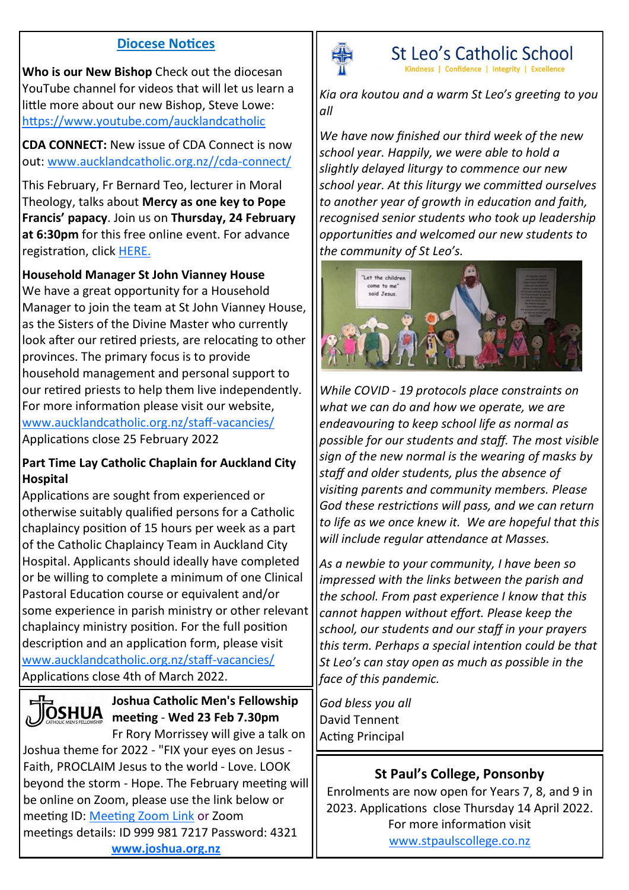## Diocese Notices

**Who is our New Bishop** Check out the diocesan YouTube channel for videos that will let us learn a little more about our new Bishop, Steve Lowe: https://www.youtube.com/aucklandcatholic

**CDA CONNECT:** New issue of CDA Connect is now out: www.aucklandcatholic.org.nz//cda-connect/

This February, Fr Bernard Teo, lecturer in Moral Theology, talks about **Mercy as one key to Pope Francis' papacy**. Join us on **Thursday, 24 February at 6:30pm** for this free online event. For advance registration, click HERE.

**Household Manager St John Vianney House**
We have a great opportunity for a Household Manager to join the team at St John Vianney House, as the Sisters of the Divine Master who currently look after our retired priests, are relocating to other provinces. The primary focus is to provide household management and personal support to our retired priests to help them live independently. For more information please visit our website, www.aucklandcatholic.org.nz/staff-vacancies/
Applications close 25 February 2022

**Part Time Lay Catholic Chaplain for Auckland City Hospital**
Applications are sought from experienced or otherwise suitably qualified persons for a Catholic chaplaincy position of 15 hours per week as a part of the Catholic Chaplaincy Team in Auckland City Hospital. Applicants should ideally have completed or be willing to complete a minimum of one Clinical Pastoral Education course or equivalent and/or some experience in parish ministry or other relevant chaplaincy ministry position. For the full position description and an application form, please visit www.aucklandcatholic.org.nz/staff-vacancies/
Applications close 4th of March 2022.

**Joshua Catholic Men's Fellowship meeting - Wed 23 Feb 7.30pm**
Fr Rory Morrissey will give a talk on Joshua theme for 2022 - "FIX your eyes on Jesus - Faith, PROCLAIM Jesus to the world - Love. LOOK beyond the storm - Hope. The February meeting will be online on Zoom, please use the link below or meeting ID: Meeting Zoom Link or Zoom meetings details: ID 999 981 7217 Password: 4321
**www.joshua.org.nz**

## St Leo's Catholic School

Kindness | Confidence | Integrity | Excellence

*Kia ora koutou and a warm St Leo's greeting to you all*

*We have now finished our third week of the new school year. Happily, we were able to hold a slightly delayed liturgy to commence our new school year. At this liturgy we committed ourselves to another year of growth in education and faith, recognised senior students who took up leadership opportunities and welcomed our new students to the community of St Leo's.*

*While COVID - 19 protocols place constraints on what we can do and how we operate, we are endeavouring to keep school life as normal as possible for our students and staff. The most visible sign of the new normal is the wearing of masks by staff and older students, plus the absence of visiting parents and community members. Please God these restrictions will pass, and we can return to life as we once knew it. We are hopeful that this will include regular attendance at Masses.*

*As a newbie to your community, I have been so impressed with the links between the parish and the school. From past experience I know that this cannot happen without effort. Please keep the school, our students and our staff in your prayers this term. Perhaps a special intention could be that St Leo's can stay open as much as possible in the face of this pandemic.*

*God bless you all*
David Tennent
Acting Principal

### St Paul's College, Ponsonby

Enrolments are now open for Years 7, 8, and 9 in 2023. Applications close Thursday 14 April 2022. For more information visit www.stpaulscollege.co.nz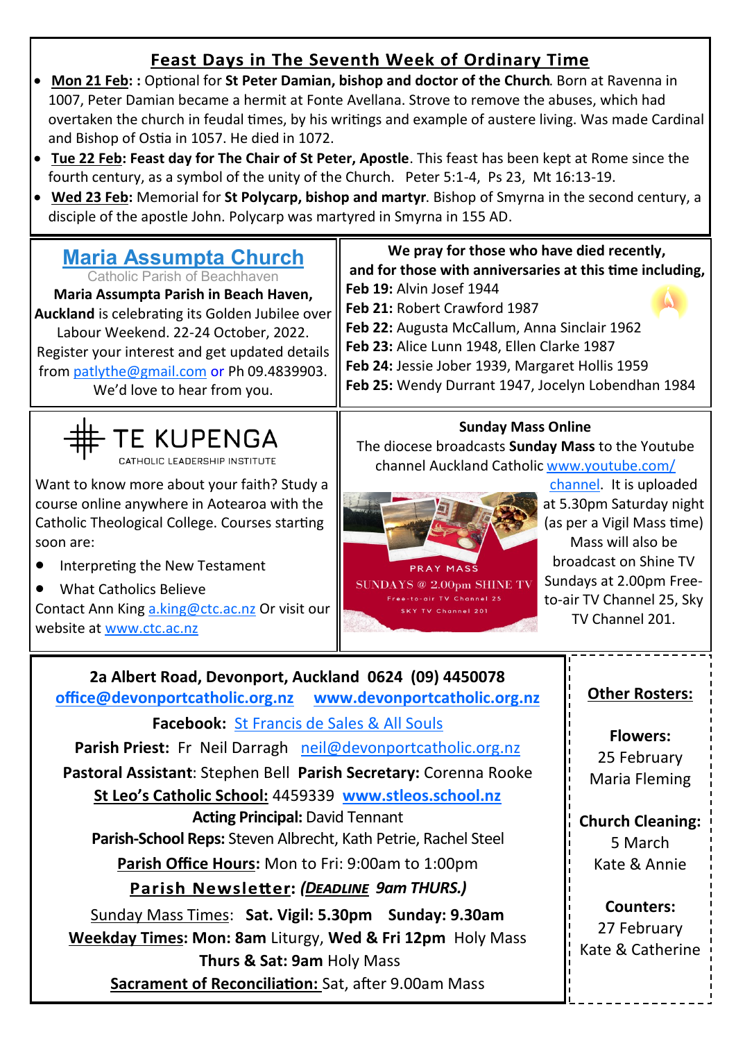## Feast Days in The Seventh Week of Ordinary Time

- **Mon 21 Feb: :** Optional for **St Peter Damian, bishop and doctor of the Church**. Born at Ravenna in 1007, Peter Damian became a hermit at Fonte Avellana. Strove to remove the abuses, which had overtaken the church in feudal times, by his writings and example of austere living. Was made Cardinal and Bishop of Ostia in 1057. He died in 1072.
- **Tue 22 Feb: Feast day for The Chair of St Peter, Apostle**. This feast has been kept at Rome since the fourth century, as a symbol of the unity of the Church. Peter 5:1-4, Ps 23, Mt 16:13-19.
- **Wed 23 Feb:** Memorial for **St Polycarp, bishop and martyr**. Bishop of Smyrna in the second century, a disciple of the apostle John. Polycarp was martyred in Smyrna in 155 AD.

## Maria Assumpta Church

Catholic Parish of Beachhaven

**Maria Assumpta Parish in Beach Haven, Auckland** is celebrating its Golden Jubilee over Labour Weekend. 22-24 October, 2022. Register your interest and get updated details from patlythe@gmail.com or Ph 09.4839903. We'd love to hear from you.

**We pray for those who have died recently, and for those with anniversaries at this time including,**

**Feb 19:** Alvin Josef 1944
**Feb 21:** Robert Crawford 1987
**Feb 22:** Augusta McCallum, Anna Sinclair 1962
**Feb 23:** Alice Lunn 1948, Ellen Clarke 1987
**Feb 24:** Jessie Jober 1939, Margaret Hollis 1959
**Feb 25:** Wendy Durrant 1947, Jocelyn Lobendhan 1984

## TE KUPENGA

CATHOLIC LEADERSHIP INSTITUTE

Want to know more about your faith? Study a course online anywhere in Aotearoa with the Catholic Theological College. Courses starting soon are:

- Interpreting the New Testament
- What Catholics Believe

Contact Ann King a.king@ctc.ac.nz Or visit our website at www.ctc.ac.nz

**Sunday Mass Online**

The diocese broadcasts **Sunday Mass** to the Youtube channel Auckland Catholic www.youtube.com/channel. It is uploaded at 5.30pm Saturday night (as per a Vigil Mass time) Mass will also be broadcast on Shine TV Sundays at 2.00pm Free-to-air TV Channel 25, Sky TV Channel 201.

PRAY MASS
SUNDAYS @ 2.00pm SHINE TV
Free-to-air TV Channel 25
SKY TV Channel 201

**2a Albert Road, Devonport, Auckland 0624 (09) 4450078**
**office@devonportcatholic.org.nz www.devonportcatholic.org.nz**

**Facebook:** St Francis de Sales & All Souls

**Parish Priest:** Fr Neil Darragh neil@devonportcatholic.org.nz

**Pastoral Assistant**: Stephen Bell **Parish Secretary:** Corenna Rooke

**St Leo's Catholic School:** 4459339 **www.stleos.school.nz**

**Acting Principal:** David Tennant

**Parish-School Reps:** Steven Albrecht, Kath Petrie, Rachel Steel

**Parish Office Hours:** Mon to Fri: 9:00am to 1:00pm

**Parish Newsletter: *(DEADLINE 9am THURS.)***

Sunday Mass Times: **Sat. Vigil: 5.30pm Sunday: 9.30am**

**Weekday Times: Mon: 8am** Liturgy, **Wed & Fri 12pm** Holy Mass

**Thurs & Sat: 9am** Holy Mass

**Sacrament of Reconciliation:** Sat, after 9.00am Mass

**Other Rosters:**

**Flowers:**
25 February
Maria Fleming

**Church Cleaning:**
5 March
Kate & Annie

**Counters:**
27 February
Kate & Catherine